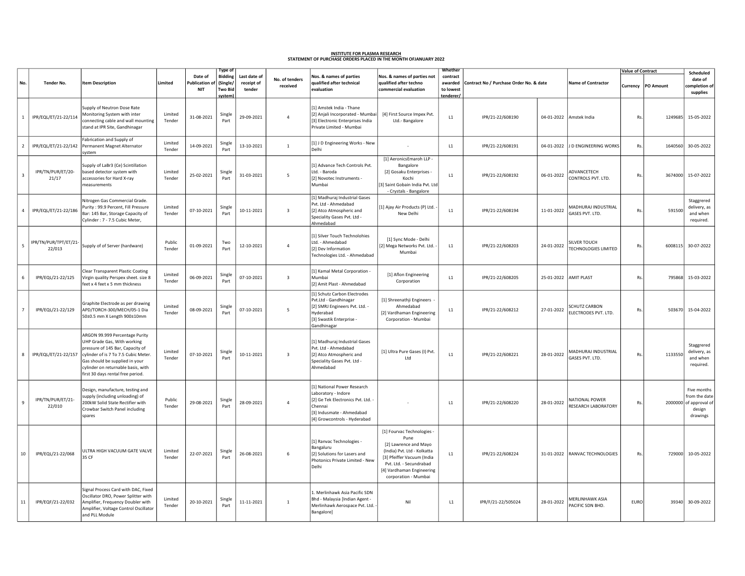**INSTITUTE FOR PLASMA RESEARCH**
**STATEMENT OF PURCHASE ORDERS PLACED IN THE MONTH OFJANUARY 2022**

| No. | Tender No. | Item Description | Limited | Date of Publication of NIT | Type of Bidding (Single/ Two Bid system) | Last date of receipt of tender | No. of tenders received | Nos. & names of parties qualified after technical evaluation | Nos. & names of parties not qualified after techno commercial evaluation | Whether contract awarded to lowest tenderer/ | Contract No / Purchase Order No. & date | | Name of Contractor | Value of Contract | | Scheduled date of completion of supplies |
|---|---|---|---|---|---|---|---|---|---|---|---|---|---|---|---|---|
| | | | | | | | | | | | | | | Currency | PO Amount | |
| 1 | IPR/EQL/ET/21-22/114 | Supply of Neutron Dose Rate Monitoring System with inter connecting cable and wall mounting stand at IPR Site, Gandhinagar | Limited Tender | 31-08-2021 | Single Part | 29-09-2021 | 4 | [1] Amstek India - Thane [2] Anjali Incorporated - Mumbai [3] Electronic Enterprises India Private Limited - Mumbai | [4] First Source Impex Pvt. Ltd.- Bangalore | L1 | IPR/21-22/608190 | 04-01-2022 | Amstek India | Rs. | 1249685 | 15-05-2022 |
| 2 | IPR/EQL/ET/21-22/142 | Fabrication and Supply of Permanent Magnet Alternator system | Limited Tender | 14-09-2021 | Single Part | 13-10-2021 | 1 | [1] J D Engineering Works - New Delhi | - | L1 | IPR/21-22/608191 | 04-01-2022 | J D ENGINEERING WORKS | Rs. | 1640560 | 30-05-2022 |
| 3 | IPR/TN/PUR/ET/20-21/17 | Supply of LaBr3 (Ce) Scintillation based detector system with accessories for Hard X-ray measurements | Limited Tender | 25-02-2021 | Single Part | 31-03-2021 | 5 | [1] Advance Tech Controls Pvt. Ltd. - Baroda [2] Novotec Instruments - Mumbai | [1] AeronicsEmaroh LLP - Bangalore [2] Gosaku Enterprises - Kochi [3] Saint Gobain India Pvt. Ltd - Crystals - Bangalore | L1 | IPR/21-22/608192 | 06-01-2022 | ADVANCETECH CONTROLS PVT. LTD. | Rs. | 3674000 | 15-07-2022 |
| 4 | IPR/EQL/ET/21-22/186 | Nitrogen Gas Commercial Grade. Purity : 99.9 Percent, Fill Pressure Bar: 145 Bar, Storage Capacity of Cylinder : 7 - 7.5 Cubic Meter, | Limited Tender | 07-10-2021 | Single Part | 10-11-2021 | 3 | [1] Madhuraj Industrial Gases Pvt. Ltd - Ahmedabad [2] Atco Atmospheric and Speciality Gases Pvt. Ltd - Ahmedabad | [1] Ajay Air Products (P) Ltd. - New Delhi | L1 | IPR/21-22/608194 | 11-01-2022 | MADHURAJ INDUSTRIAL GASES PVT. LTD. | Rs. | 591500 | Staggrered delivery, as and when required. |
| 5 | IPR/TN/PUR/TPT/ET/21-22/013 | Supply of of Server (hardware) | Public Tender | 01-09-2021 | Two Part | 12-10-2021 | 4 | [1] Silver Touch Technolohies Ltd. - Ahmedabad [2] Dev Information Technologies Ltd. - Ahmedabad | [1] Sync Mode - Delhi [2] Mega Networks Pvt. Ltd. - Mumbai | L1 | IPR/21-22/608203 | 24-01-2022 | SILVER TOUCH TECHNOLOGIES LIMITED | Rs. | 6008115 | 30-07-2022 |
| 6 | IPR/EQL/21-22/125 | Clear Transparent Plastic Coating Virgin quality Perspex sheet. size 8 feet x 4 feet x 5 mm thickness | Limited Tender | 06-09-2021 | Single Part | 07-10-2021 | 3 | [1] Kamal Metal Corporation - Mumbai [2] Amit Plast - Ahmedabad | [1] Aflon Engineering Corporation | L1 | IPR/21-22/608205 | 25-01-2022 | AMIT PLAST | Rs. | 795868 | 15-03-2022 |
| 7 | IPR/EQL/21-22/129 | Graphite Electrode as per drawing APD/TORCH-300/MECH/05-1 Dia 50±0.5 mm X Length 900±10mm | Limited Tender | 08-09-2021 | Single Part | 07-10-2021 | 5 | [1] Schutz Carbon Electrodes Pvt.Ltd - Gandhinagar [2] SMRJ Engineers Pvt. Ltd. - Hyderabad [3] Swastik Enterprise - Gandhinagar | [1] Shreenathji Engineers - Ahmedabad [2] Vardhaman Engineering Corporation - Mumbai | L1 | IPR/21-22/608212 | 27-01-2022 | SCHUTZ CARBON ELECTRODES PVT. LTD. | Rs. | 503670 | 15-04-2022 |
| 8 | IPR/EQL/ET/21-22/157 | ARGON 99.999 Percentage Purity UHP Grade Gas, With working pressure of 145 Bar, Capacity of cylinder of is 7 To 7.5 Cubic Meter. Gas should be supplied in your cylinder on returnable basis, with first 30 days rental free period. | Limited Tender | 07-10-2021 | Single Part | 10-11-2021 | 3 | [1] Madhuraj Industrial Gases Pvt. Ltd - Ahmedabad [2] Atco Atmospheric and Speciality Gases Pvt. Ltd - Ahmedabad | [1] Ultra Pure Gases (I) Pvt. Ltd | L1 | IPR/21-22/608221 | 28-01-2022 | MADHURAJ INDUSTRIAL GASES PVT. LTD. | Rs. | 1133550 | Staggrered delivery, as and when required. |
| 9 | IPR/TN/PUR/ET/21-22/010 | Design, manufacture, testing and supply (including unloading) of 200kW Solid State Rectifier with Crowbar Switch Panel including spares | Public Tender | 29-08-2021 | Single Part | 28-09-2021 | 4 | [1] National Power Research Laboratory - Indore [2] Ge Tek Electronics Pvt. Ltd. - Chennai [3] Indusmate - Ahmedabad [4] Growcontrols - Hyderabad | - | L1 | IPR/21-22/608220 | 28-01-2022 | NATIONAL POWER RESEARCH LABORATORY | Rs. | 2000000 | Five months from the date of approval of design drawings |
| 10 | IPR/EQL/21-22/068 | ULTRA HIGH VACUUM GATE VALVE 35 CF | Limited Tender | 22-07-2021 | Single Part | 26-08-2021 | 6 | [1] Ranvac Technologies - Bangaluru [2] Solutions for Lasers and Photonics Private Limited - New Delhi | [1] Fourvac Technologies - Pune [2] Lawrence and Mayo (India) Pvt. Ltd - Kolkatta [3] Pfeiffer Vacuum (India Pvt. Ltd. - Secundrabad [4] Vardhaman Engineering corporation - Mumbai | L1 | IPR/21-22/608224 | 31-01-2022 | RANVAC TECHNOLOGIES | Rs. | 729000 | 10-05-2022 |
| 11 | IPR/EQF/21-22/032 | Signal Process Card with DAC, Fixed Oscillator DRO, Power Splitter with Amplifier, Frequency Doubler with Amplifier, Voltage Control Oscillator and PLL Module | Limited Tender | 20-10-2021 | Single Part | 11-11-2021 | 1 | 1. Merlinhawk Asia Pacific SDN Bhd - Malaysia [Indian Agent - Merlinhawk Aerospace Pvt. Ltd. - Bangalore] | Nil | L1 | IPR/F/21-22/505024 | 28-01-2022 | MERLINHAWK ASIA PACIFIC SDN BHD. | EURO | 39340 | 30-09-2022 |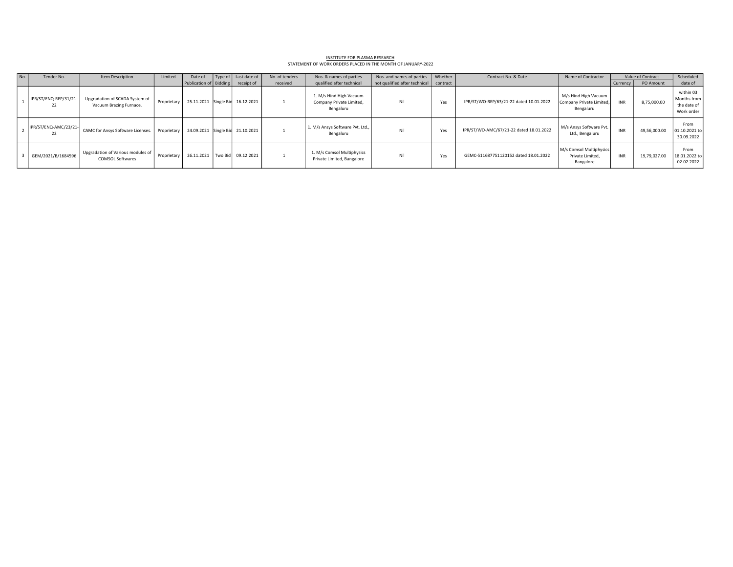INSTITUTE FOR PLASMA RESEARCH

STATEMENT OF WORK ORDERS PLACED IN THE MONTH OF JANUARY-2022

| No. | Tender No. | Item Description | Limited | Date of Publication of | Type of Bidding | Last date of receipt of | No. of tenders received | Nos. & names of parties qualified after technical | Nos. and names of parties not qualified after technical | Whether contract | Contract No. & Date | Name of Contractor | Value of Contract | | Scheduled date of |
|---|---|---|---|---|---|---|---|---|---|---|---|---|---|---|---|
| | | | | | | | | | | | | | Currency | PO Amount | |
| 1 | IPR/ST/ENQ-REP/31/21-22 | Upgradation of SCADA System of Vacuum Brazing Furnace. | Proprietary | 25.11.2021 | Single Bid | 16.12.2021 | 1 | 1. M/s Hind High Vacuum Company Private Limited, Bengaluru | Nil | Yes | IPR/ST/WO-REP/63/21-22 dated 10.01.2022 | M/s Hind High Vacuum Company Private Limited, Bengaluru | INR | 8,75,000.00 | within 03 Months from the date of Work order |
| 2 | IPR/ST/ENQ-AMC/23/21-22 | CAMC for Ansys Software Licenses. | Proprietary | 24.09.2021 | Single Bid | 21.10.2021 | 1 | 1. M/s Ansys Software Pvt. Ltd., Bengaluru | Nil | Yes | IPR/ST/WO-AMC/67/21-22 dated 18.01.2022 | M/s Ansys Software Pvt. Ltd., Bengaluru | INR | 49,56,000.00 | From 01.10.2021 to 30.09.2022 |
| 3 | GEM/2021/B/1684596 | Upgradation of Various modules of COMSOL Softwares | Proprietary | 26.11.2021 | Two Bid | 09.12.2021 | 1 | 1. M/s Comsol Multiphysics Private Limited, Bangalore | Nil | Yes | GEMC-511687751120152 dated 18.01.2022 | M/s Comsol Multiphysics Private Limited, Bangalore | INR | 19,79,027.00 | From 18.01.2022 to 02.02.2022 |